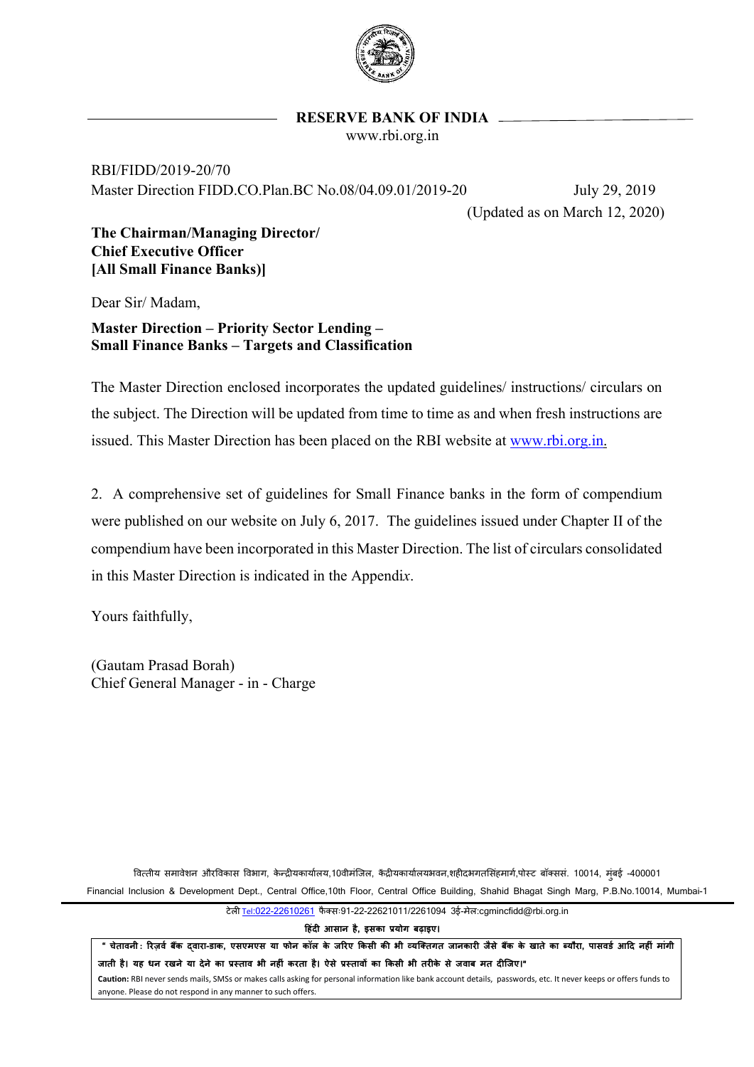**RESERVE BANK OF INDIA**
www.rbi.org.in

RBI/FIDD/2019-20/70
Master Direction FIDD.CO.Plan.BC No.08/04.09.01/2019-20 July 29, 2019
(Updated as on March 12, 2020)

**The Chairman/Managing Director/**
**Chief Executive Officer**
**[All Small Finance Banks)]**

Dear Sir/ Madam,

**Master Direction – Priority Sector Lending –**
**Small Finance Banks – Targets and Classification**

The Master Direction enclosed incorporates the updated guidelines/ instructions/ circulars on the subject. The Direction will be updated from time to time as and when fresh instructions are issued. This Master Direction has been placed on the RBI website at www.rbi.org.in.

2. A comprehensive set of guidelines for Small Finance banks in the form of compendium were published on our website on July 6, 2017. The guidelines issued under Chapter II of the compendium have been incorporated in this Master Direction. The list of circulars consolidated in this Master Direction is indicated in the Appendi*x*.

Yours faithfully,

(Gautam Prasad Borah)
Chief General Manager - in - Charge

वित्तीय समावेशन औरविकास विभाग, केन्द्रीयकार्यालय,10वींमंजिल, केंद्रीयकार्यालयभवन,शहीदभगतसिंहमार्ग,पोस्ट बॉक्ससं. 10014, मुंबई -400001
Financial Inclusion & Development Dept., Central Office,10th Floor, Central Office Building, Shahid Bhagat Singh Marg, P.B.No.10014, Mumbai-1

टेली Tel:022-22610261 फैक्स:91-22-22621011/2261094 ई-मेल:cgmincfidd@rbi.org.in

**हिंदी आसान है, इसका प्रयोग बढ़ाइए।**

**" चेतावनी : रिज़र्व बैंक द्वारा-डाक, एसएमएस या फोन कॉल के जरिए किसी की भी व्यक्तिगत जानकारी जैसे बैंक के खाते का ब्यौरा, पासवर्ड आदि नहीं मांगी जाती है। यह धन रखने या देने का प्रस्ताव भी नहीं करता है। ऐसे प्रस्तावों का किसी भी तरीके से जवाब मत दीजिए।"**

**Caution:** RBI never sends mails, SMSs or makes calls asking for personal information like bank account details, passwords, etc. It never keeps or offers funds to anyone. Please do not respond in any manner to such offers.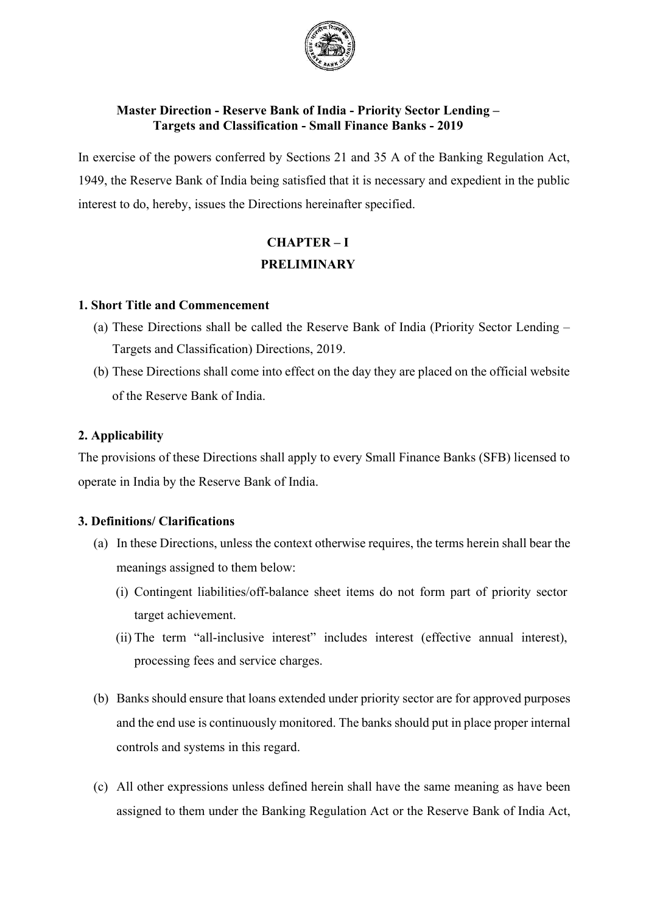**Master Direction - Reserve Bank of India - Priority Sector Lending – Targets and Classification - Small Finance Banks - 2019**

In exercise of the powers conferred by Sections 21 and 35 A of the Banking Regulation Act, 1949, the Reserve Bank of India being satisfied that it is necessary and expedient in the public interest to do, hereby, issues the Directions hereinafter specified.

## CHAPTER – I
## PRELIMINARY

### 1. Short Title and Commencement

(a) These Directions shall be called the Reserve Bank of India (Priority Sector Lending – Targets and Classification) Directions, 2019.

(b) These Directions shall come into effect on the day they are placed on the official website of the Reserve Bank of India.

### 2. Applicability

The provisions of these Directions shall apply to every Small Finance Banks (SFB) licensed to operate in India by the Reserve Bank of India.

### 3. Definitions/ Clarifications

(a) In these Directions, unless the context otherwise requires, the terms herein shall bear the meanings assigned to them below:

  (i) Contingent liabilities/off-balance sheet items do not form part of priority sector target achievement.

  (ii) The term "all-inclusive interest" includes interest (effective annual interest), processing fees and service charges.

(b) Banks should ensure that loans extended under priority sector are for approved purposes and the end use is continuously monitored. The banks should put in place proper internal controls and systems in this regard.

(c) All other expressions unless defined herein shall have the same meaning as have been assigned to them under the Banking Regulation Act or the Reserve Bank of India Act,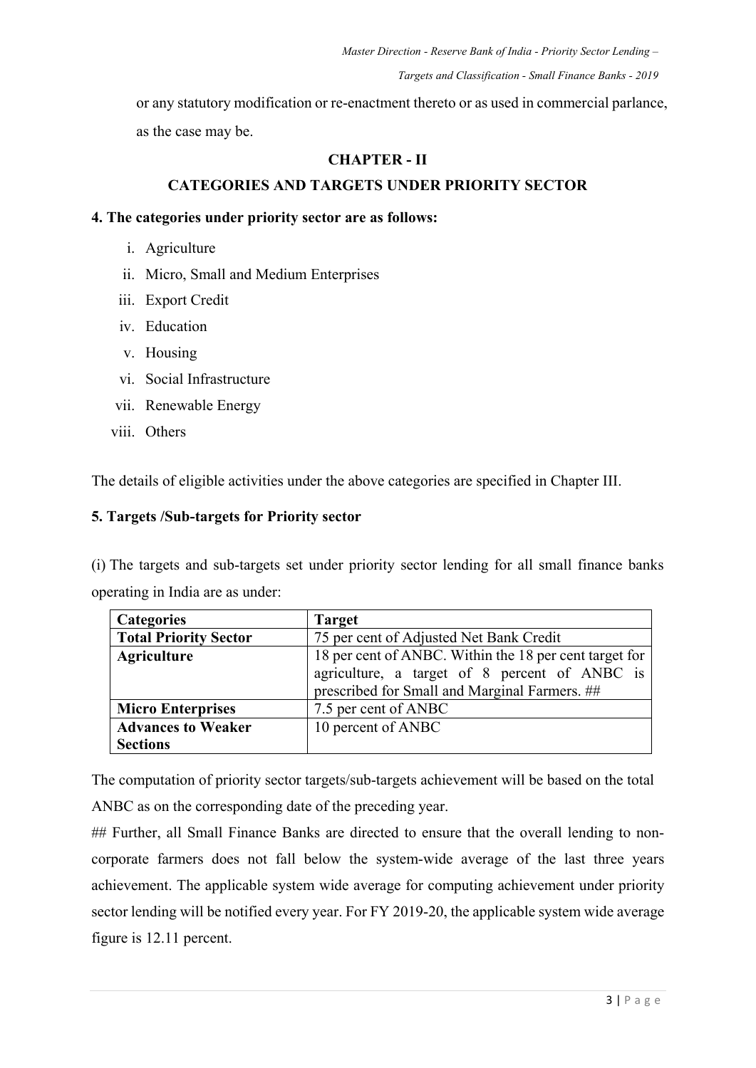or any statutory modification or re-enactment thereto or as used in commercial parlance, as the case may be.

## CHAPTER - II

## CATEGORIES AND TARGETS UNDER PRIORITY SECTOR

**4. The categories under priority sector are as follows:**

i. Agriculture
ii. Micro, Small and Medium Enterprises
iii. Export Credit
iv. Education
v. Housing
vi. Social Infrastructure
vii. Renewable Energy
viii. Others

The details of eligible activities under the above categories are specified in Chapter III.

**5. Targets /Sub-targets for Priority sector**

(i) The targets and sub-targets set under priority sector lending for all small finance banks operating in India are as under:

| Categories | Target |
|---|---|
| **Total Priority Sector** | 75 per cent of Adjusted Net Bank Credit |
| **Agriculture** | 18 per cent of ANBC. Within the 18 per cent target for agriculture, a target of 8 percent of ANBC is prescribed for Small and Marginal Farmers. ## |
| **Micro Enterprises** | 7.5 per cent of ANBC |
| **Advances to Weaker Sections** | 10 percent of ANBC |

The computation of priority sector targets/sub-targets achievement will be based on the total ANBC as on the corresponding date of the preceding year.

## Further, all Small Finance Banks are directed to ensure that the overall lending to non-corporate farmers does not fall below the system-wide average of the last three years achievement. The applicable system wide average for computing achievement under priority sector lending will be notified every year. For FY 2019-20, the applicable system wide average figure is 12.11 percent.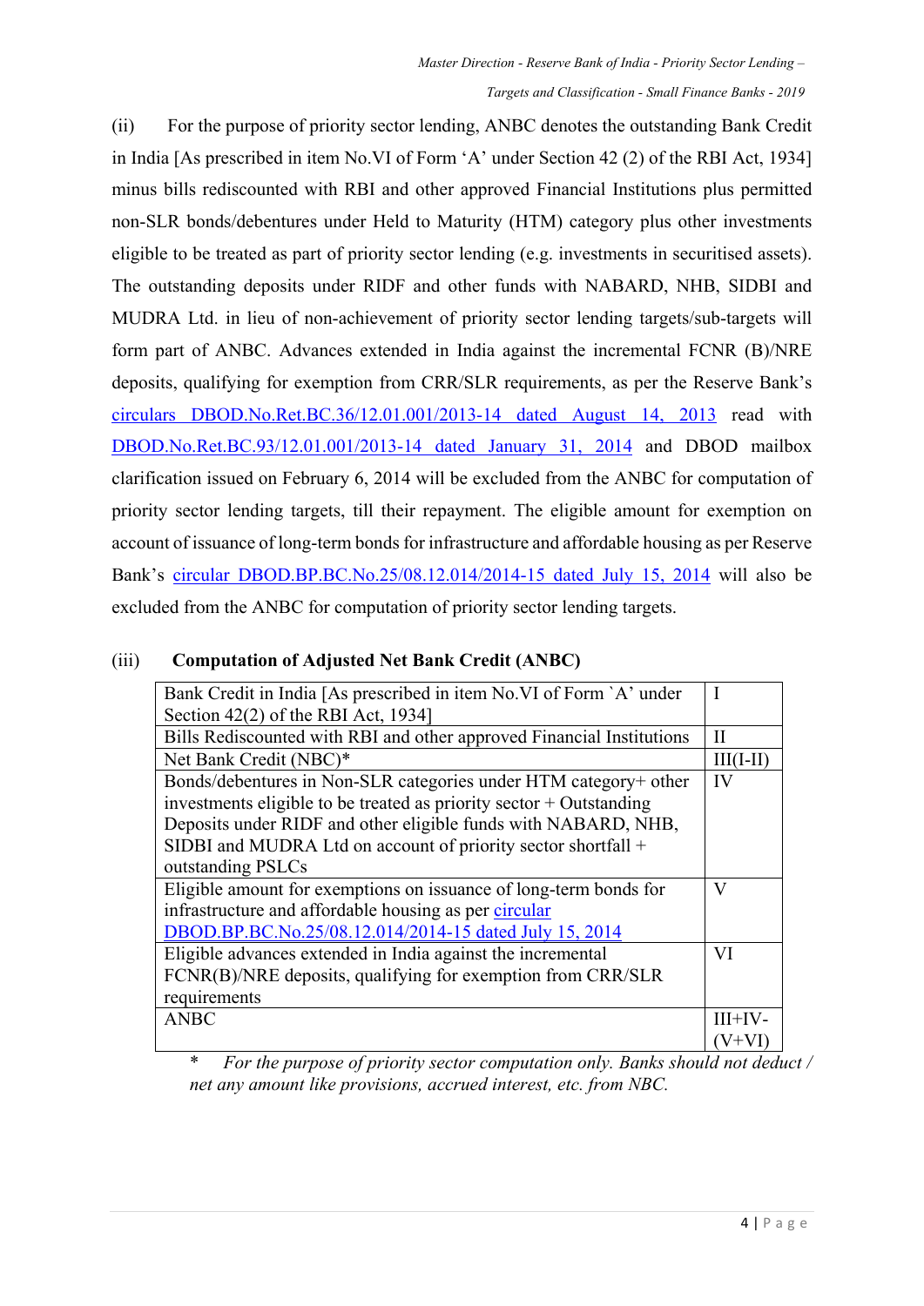(ii) For the purpose of priority sector lending, ANBC denotes the outstanding Bank Credit in India [As prescribed in item No.VI of Form 'A' under Section 42 (2) of the RBI Act, 1934] minus bills rediscounted with RBI and other approved Financial Institutions plus permitted non-SLR bonds/debentures under Held to Maturity (HTM) category plus other investments eligible to be treated as part of priority sector lending (e.g. investments in securitised assets). The outstanding deposits under RIDF and other funds with NABARD, NHB, SIDBI and MUDRA Ltd. in lieu of non-achievement of priority sector lending targets/sub-targets will form part of ANBC. Advances extended in India against the incremental FCNR (B)/NRE deposits, qualifying for exemption from CRR/SLR requirements, as per the Reserve Bank's circulars DBOD.No.Ret.BC.36/12.01.001/2013-14 dated August 14, 2013 read with DBOD.No.Ret.BC.93/12.01.001/2013-14 dated January 31, 2014 and DBOD mailbox clarification issued on February 6, 2014 will be excluded from the ANBC for computation of priority sector lending targets, till their repayment. The eligible amount for exemption on account of issuance of long-term bonds for infrastructure and affordable housing as per Reserve Bank's circular DBOD.BP.BC.No.25/08.12.014/2014-15 dated July 15, 2014 will also be excluded from the ANBC for computation of priority sector lending targets.

(iii) **Computation of Adjusted Net Bank Credit (ANBC)**

| Item | |
|---|---|
| Bank Credit in India [As prescribed in item No.VI of Form `A' under Section 42(2) of the RBI Act, 1934] | I |
| Bills Rediscounted with RBI and other approved Financial Institutions | II |
| Net Bank Credit (NBC)* | III(I-II) |
| Bonds/debentures in Non-SLR categories under HTM category+ other investments eligible to be treated as priority sector + Outstanding Deposits under RIDF and other eligible funds with NABARD, NHB, SIDBI and MUDRA Ltd on account of priority sector shortfall + outstanding PSLCs | IV |
| Eligible amount for exemptions on issuance of long-term bonds for infrastructure and affordable housing as per circular DBOD.BP.BC.No.25/08.12.014/2014-15 dated July 15, 2014 | V |
| Eligible advances extended in India against the incremental FCNR(B)/NRE deposits, qualifying for exemption from CRR/SLR requirements | VI |
| ANBC | III+IV-(V+VI) |

\* *For the purpose of priority sector computation only. Banks should not deduct / net any amount like provisions, accrued interest, etc. from NBC.*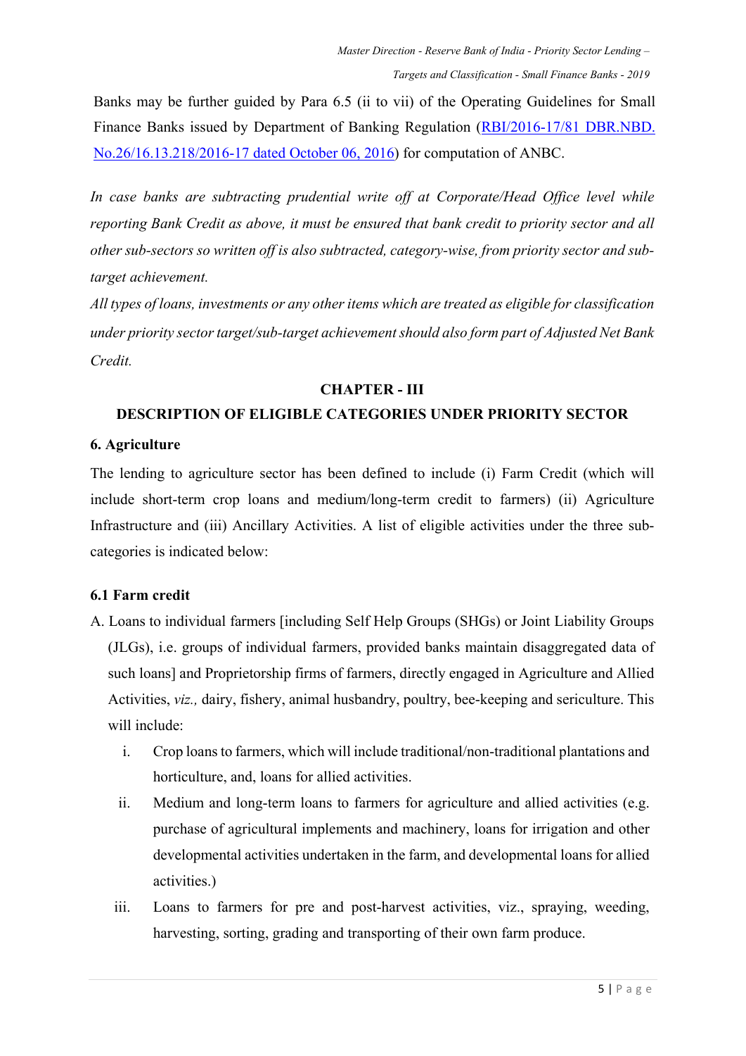Banks may be further guided by Para 6.5 (ii to vii) of the Operating Guidelines for Small Finance Banks issued by Department of Banking Regulation (RBI/2016-17/81 DBR.NBD. No.26/16.13.218/2016-17 dated October 06, 2016) for computation of ANBC.

*In case banks are subtracting prudential write off at Corporate/Head Office level while reporting Bank Credit as above, it must be ensured that bank credit to priority sector and all other sub-sectors so written off is also subtracted, category-wise, from priority sector and sub-target achievement.*

*All types of loans, investments or any other items which are treated as eligible for classification under priority sector target/sub-target achievement should also form part of Adjusted Net Bank Credit.*

## CHAPTER - III

## DESCRIPTION OF ELIGIBLE CATEGORIES UNDER PRIORITY SECTOR

### 6. Agriculture

The lending to agriculture sector has been defined to include (i) Farm Credit (which will include short-term crop loans and medium/long-term credit to farmers) (ii) Agriculture Infrastructure and (iii) Ancillary Activities. A list of eligible activities under the three sub-categories is indicated below:

### 6.1 Farm credit

A. Loans to individual farmers [including Self Help Groups (SHGs) or Joint Liability Groups (JLGs), i.e. groups of individual farmers, provided banks maintain disaggregated data of such loans] and Proprietorship firms of farmers, directly engaged in Agriculture and Allied Activities, *viz.,* dairy, fishery, animal husbandry, poultry, bee-keeping and sericulture. This will include:

   i. Crop loans to farmers, which will include traditional/non-traditional plantations and horticulture, and, loans for allied activities.

   ii. Medium and long-term loans to farmers for agriculture and allied activities (e.g. purchase of agricultural implements and machinery, loans for irrigation and other developmental activities undertaken in the farm, and developmental loans for allied activities.)

   iii. Loans to farmers for pre and post-harvest activities, viz., spraying, weeding, harvesting, sorting, grading and transporting of their own farm produce.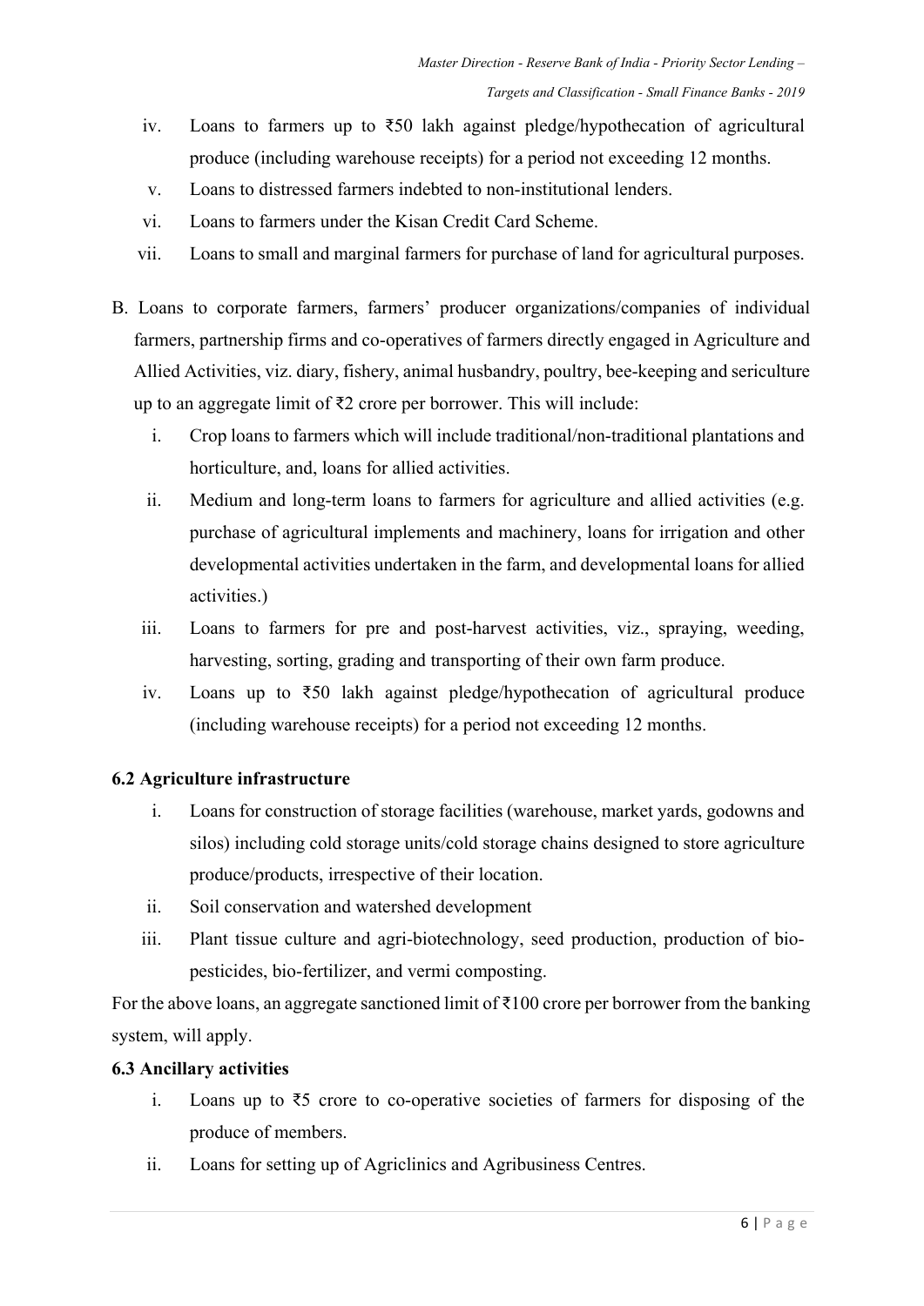iv. Loans to farmers up to ₹50 lakh against pledge/hypothecation of agricultural produce (including warehouse receipts) for a period not exceeding 12 months.

v. Loans to distressed farmers indebted to non-institutional lenders.

vi. Loans to farmers under the Kisan Credit Card Scheme.

vii. Loans to small and marginal farmers for purchase of land for agricultural purposes.

B. Loans to corporate farmers, farmers' producer organizations/companies of individual farmers, partnership firms and co-operatives of farmers directly engaged in Agriculture and Allied Activities, viz. diary, fishery, animal husbandry, poultry, bee-keeping and sericulture up to an aggregate limit of ₹2 crore per borrower. This will include:

i. Crop loans to farmers which will include traditional/non-traditional plantations and horticulture, and, loans for allied activities.

ii. Medium and long-term loans to farmers for agriculture and allied activities (e.g. purchase of agricultural implements and machinery, loans for irrigation and other developmental activities undertaken in the farm, and developmental loans for allied activities.)

iii. Loans to farmers for pre and post-harvest activities, viz., spraying, weeding, harvesting, sorting, grading and transporting of their own farm produce.

iv. Loans up to ₹50 lakh against pledge/hypothecation of agricultural produce (including warehouse receipts) for a period not exceeding 12 months.

**6.2 Agriculture infrastructure**

i. Loans for construction of storage facilities (warehouse, market yards, godowns and silos) including cold storage units/cold storage chains designed to store agriculture produce/products, irrespective of their location.

ii. Soil conservation and watershed development

iii. Plant tissue culture and agri-biotechnology, seed production, production of bio-pesticides, bio-fertilizer, and vermi composting.

For the above loans, an aggregate sanctioned limit of ₹100 crore per borrower from the banking system, will apply.

**6.3 Ancillary activities**

i. Loans up to ₹5 crore to co-operative societies of farmers for disposing of the produce of members.

ii. Loans for setting up of Agriclinics and Agribusiness Centres.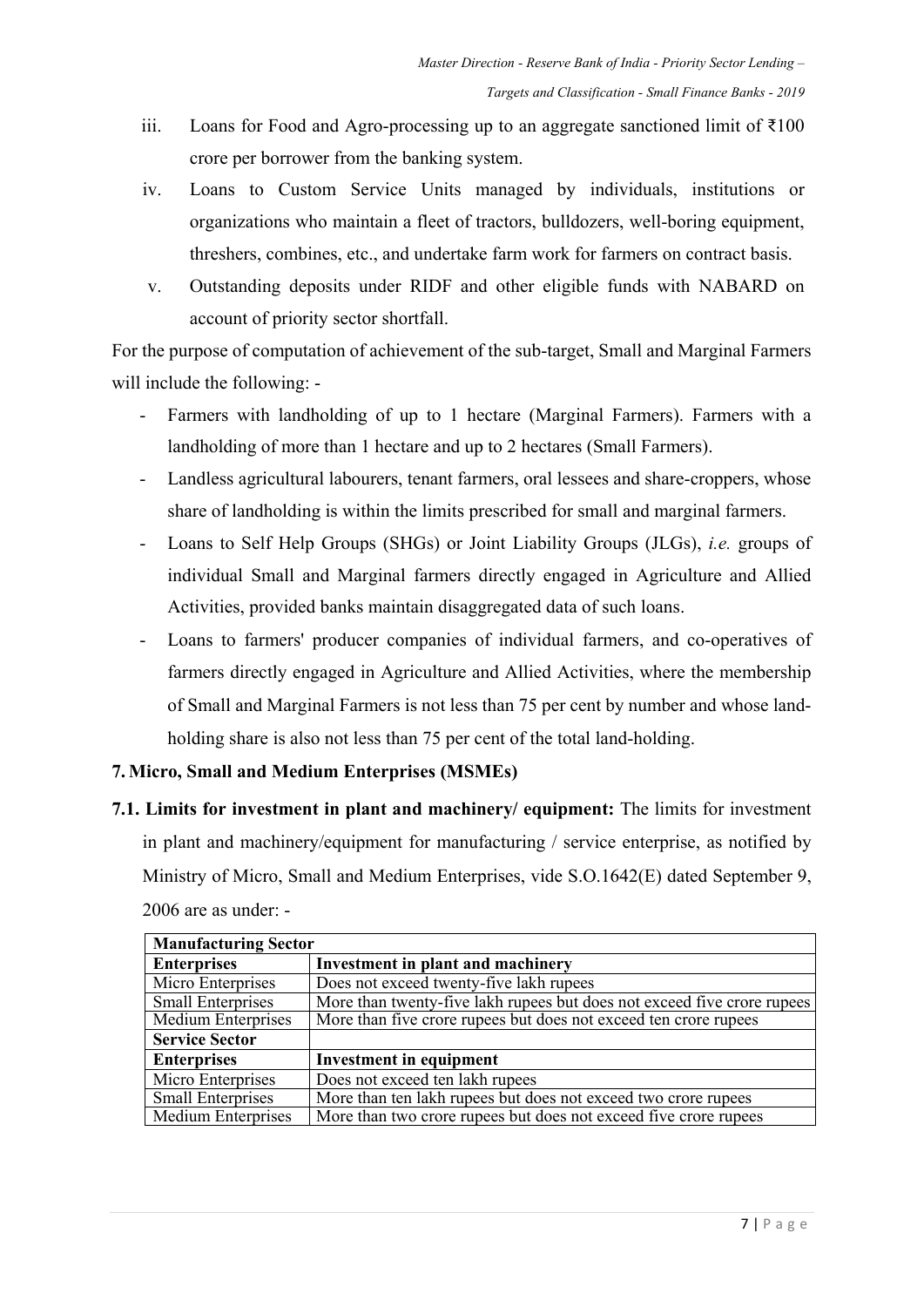iii. Loans for Food and Agro-processing up to an aggregate sanctioned limit of ₹100 crore per borrower from the banking system.

iv. Loans to Custom Service Units managed by individuals, institutions or organizations who maintain a fleet of tractors, bulldozers, well-boring equipment, threshers, combines, etc., and undertake farm work for farmers on contract basis.

v. Outstanding deposits under RIDF and other eligible funds with NABARD on account of priority sector shortfall.

For the purpose of computation of achievement of the sub-target, Small and Marginal Farmers will include the following: -

- Farmers with landholding of up to 1 hectare (Marginal Farmers). Farmers with a landholding of more than 1 hectare and up to 2 hectares (Small Farmers).
- Landless agricultural labourers, tenant farmers, oral lessees and share-croppers, whose share of landholding is within the limits prescribed for small and marginal farmers.
- Loans to Self Help Groups (SHGs) or Joint Liability Groups (JLGs), *i.e.* groups of individual Small and Marginal farmers directly engaged in Agriculture and Allied Activities, provided banks maintain disaggregated data of such loans.
- Loans to farmers' producer companies of individual farmers, and co-operatives of farmers directly engaged in Agriculture and Allied Activities, where the membership of Small and Marginal Farmers is not less than 75 per cent by number and whose land-holding share is also not less than 75 per cent of the total land-holding.

## 7. Micro, Small and Medium Enterprises (MSMEs)

**7.1. Limits for investment in plant and machinery/ equipment:** The limits for investment in plant and machinery/equipment for manufacturing / service enterprise, as notified by Ministry of Micro, Small and Medium Enterprises, vide S.O.1642(E) dated September 9, 2006 are as under: -

| **Manufacturing Sector** | |
|---|---|
| **Enterprises** | **Investment in plant and machinery** |
| Micro Enterprises | Does not exceed twenty-five lakh rupees |
| Small Enterprises | More than twenty-five lakh rupees but does not exceed five crore rupees |
| Medium Enterprises | More than five crore rupees but does not exceed ten crore rupees |
| **Service Sector** | |
| **Enterprises** | **Investment in equipment** |
| Micro Enterprises | Does not exceed ten lakh rupees |
| Small Enterprises | More than ten lakh rupees but does not exceed two crore rupees |
| Medium Enterprises | More than two crore rupees but does not exceed five crore rupees |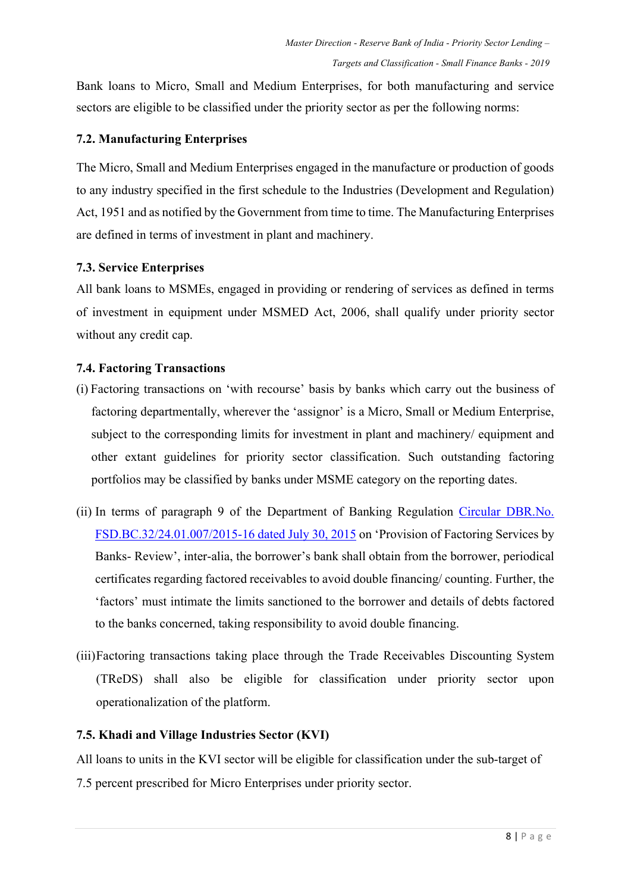Bank loans to Micro, Small and Medium Enterprises, for both manufacturing and service sectors are eligible to be classified under the priority sector as per the following norms:

### 7.2. Manufacturing Enterprises

The Micro, Small and Medium Enterprises engaged in the manufacture or production of goods to any industry specified in the first schedule to the Industries (Development and Regulation) Act, 1951 and as notified by the Government from time to time. The Manufacturing Enterprises are defined in terms of investment in plant and machinery.

### 7.3. Service Enterprises

All bank loans to MSMEs, engaged in providing or rendering of services as defined in terms of investment in equipment under MSMED Act, 2006, shall qualify under priority sector without any credit cap.

### 7.4. Factoring Transactions

(i) Factoring transactions on 'with recourse' basis by banks which carry out the business of factoring departmentally, wherever the 'assignor' is a Micro, Small or Medium Enterprise, subject to the corresponding limits for investment in plant and machinery/ equipment and other extant guidelines for priority sector classification. Such outstanding factoring portfolios may be classified by banks under MSME category on the reporting dates.

(ii) In terms of paragraph 9 of the Department of Banking Regulation Circular DBR.No. FSD.BC.32/24.01.007/2015-16 dated July 30, 2015 on 'Provision of Factoring Services by Banks- Review', inter-alia, the borrower's bank shall obtain from the borrower, periodical certificates regarding factored receivables to avoid double financing/ counting. Further, the 'factors' must intimate the limits sanctioned to the borrower and details of debts factored to the banks concerned, taking responsibility to avoid double financing.

(iii) Factoring transactions taking place through the Trade Receivables Discounting System (TReDS) shall also be eligible for classification under priority sector upon operationalization of the platform.

### 7.5. Khadi and Village Industries Sector (KVI)

All loans to units in the KVI sector will be eligible for classification under the sub-target of 7.5 percent prescribed for Micro Enterprises under priority sector.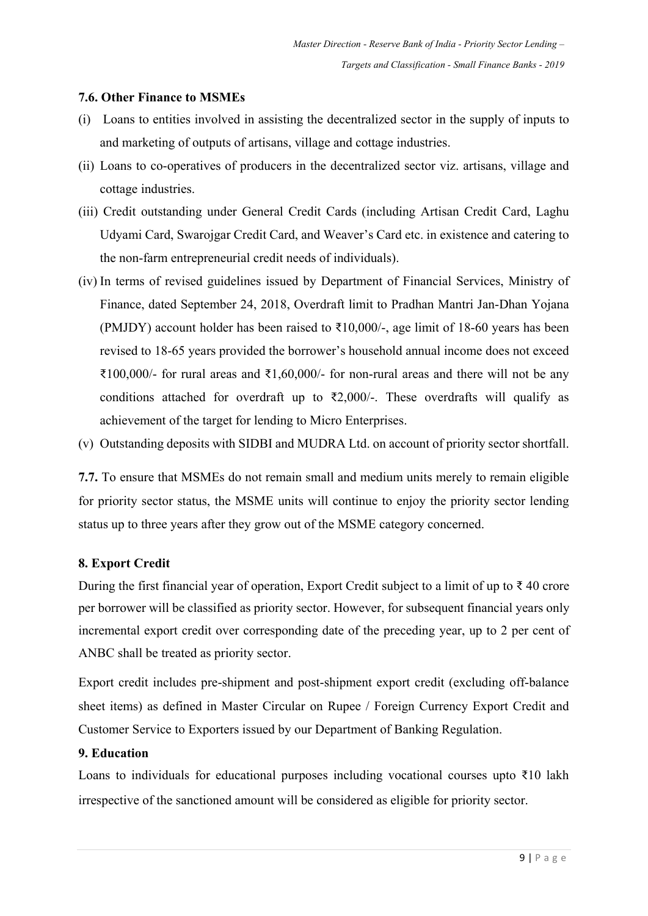### 7.6. Other Finance to MSMEs

(i) Loans to entities involved in assisting the decentralized sector in the supply of inputs to and marketing of outputs of artisans, village and cottage industries.

(ii) Loans to co-operatives of producers in the decentralized sector viz. artisans, village and cottage industries.

(iii) Credit outstanding under General Credit Cards (including Artisan Credit Card, Laghu Udyami Card, Swarojgar Credit Card, and Weaver's Card etc. in existence and catering to the non-farm entrepreneurial credit needs of individuals).

(iv) In terms of revised guidelines issued by Department of Financial Services, Ministry of Finance, dated September 24, 2018, Overdraft limit to Pradhan Mantri Jan-Dhan Yojana (PMJDY) account holder has been raised to ₹10,000/-, age limit of 18-60 years has been revised to 18-65 years provided the borrower's household annual income does not exceed ₹100,000/- for rural areas and ₹1,60,000/- for non-rural areas and there will not be any conditions attached for overdraft up to ₹2,000/-. These overdrafts will qualify as achievement of the target for lending to Micro Enterprises.

(v) Outstanding deposits with SIDBI and MUDRA Ltd. on account of priority sector shortfall.

**7.7.** To ensure that MSMEs do not remain small and medium units merely to remain eligible for priority sector status, the MSME units will continue to enjoy the priority sector lending status up to three years after they grow out of the MSME category concerned.

### 8. Export Credit

During the first financial year of operation, Export Credit subject to a limit of up to ₹ 40 crore per borrower will be classified as priority sector. However, for subsequent financial years only incremental export credit over corresponding date of the preceding year, up to 2 per cent of ANBC shall be treated as priority sector.

Export credit includes pre-shipment and post-shipment export credit (excluding off-balance sheet items) as defined in Master Circular on Rupee / Foreign Currency Export Credit and Customer Service to Exporters issued by our Department of Banking Regulation.

### 9. Education

Loans to individuals for educational purposes including vocational courses upto ₹10 lakh irrespective of the sanctioned amount will be considered as eligible for priority sector.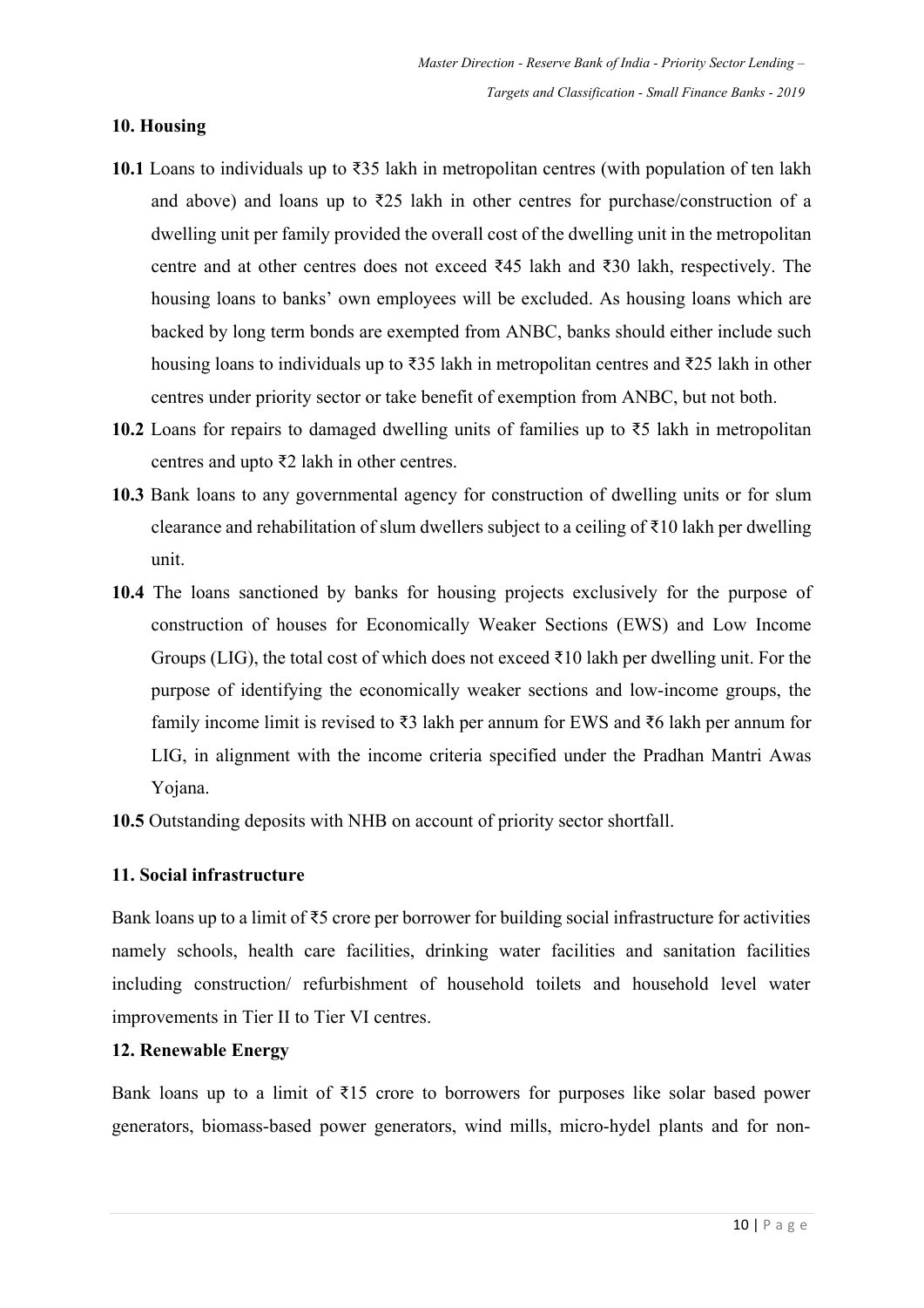### 10. Housing

**10.1** Loans to individuals up to ₹35 lakh in metropolitan centres (with population of ten lakh and above) and loans up to ₹25 lakh in other centres for purchase/construction of a dwelling unit per family provided the overall cost of the dwelling unit in the metropolitan centre and at other centres does not exceed ₹45 lakh and ₹30 lakh, respectively. The housing loans to banks' own employees will be excluded. As housing loans which are backed by long term bonds are exempted from ANBC, banks should either include such housing loans to individuals up to ₹35 lakh in metropolitan centres and ₹25 lakh in other centres under priority sector or take benefit of exemption from ANBC, but not both.

**10.2** Loans for repairs to damaged dwelling units of families up to ₹5 lakh in metropolitan centres and upto ₹2 lakh in other centres.

**10.3** Bank loans to any governmental agency for construction of dwelling units or for slum clearance and rehabilitation of slum dwellers subject to a ceiling of ₹10 lakh per dwelling unit.

**10.4** The loans sanctioned by banks for housing projects exclusively for the purpose of construction of houses for Economically Weaker Sections (EWS) and Low Income Groups (LIG), the total cost of which does not exceed ₹10 lakh per dwelling unit. For the purpose of identifying the economically weaker sections and low-income groups, the family income limit is revised to ₹3 lakh per annum for EWS and ₹6 lakh per annum for LIG, in alignment with the income criteria specified under the Pradhan Mantri Awas Yojana.

**10.5** Outstanding deposits with NHB on account of priority sector shortfall.

### 11. Social infrastructure

Bank loans up to a limit of ₹5 crore per borrower for building social infrastructure for activities namely schools, health care facilities, drinking water facilities and sanitation facilities including construction/ refurbishment of household toilets and household level water improvements in Tier II to Tier VI centres.

### 12. Renewable Energy

Bank loans up to a limit of ₹15 crore to borrowers for purposes like solar based power generators, biomass-based power generators, wind mills, micro-hydel plants and for non-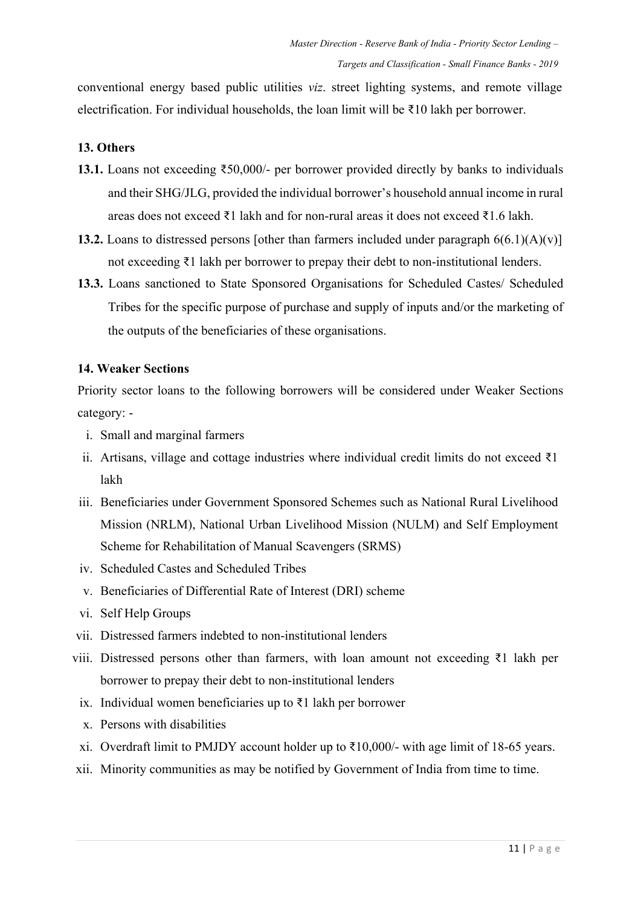conventional energy based public utilities *viz*. street lighting systems, and remote village electrification. For individual households, the loan limit will be ₹10 lakh per borrower.

### 13. Others

**13.1.** Loans not exceeding ₹50,000/- per borrower provided directly by banks to individuals and their SHG/JLG, provided the individual borrower's household annual income in rural areas does not exceed ₹1 lakh and for non-rural areas it does not exceed ₹1.6 lakh.

**13.2.** Loans to distressed persons [other than farmers included under paragraph 6(6.1)(A)(v)] not exceeding ₹1 lakh per borrower to prepay their debt to non-institutional lenders.

**13.3.** Loans sanctioned to State Sponsored Organisations for Scheduled Castes/ Scheduled Tribes for the specific purpose of purchase and supply of inputs and/or the marketing of the outputs of the beneficiaries of these organisations.

### 14. Weaker Sections

Priority sector loans to the following borrowers will be considered under Weaker Sections category: -

i. Small and marginal farmers
ii. Artisans, village and cottage industries where individual credit limits do not exceed ₹1 lakh
iii. Beneficiaries under Government Sponsored Schemes such as National Rural Livelihood Mission (NRLM), National Urban Livelihood Mission (NULM) and Self Employment Scheme for Rehabilitation of Manual Scavengers (SRMS)
iv. Scheduled Castes and Scheduled Tribes
v. Beneficiaries of Differential Rate of Interest (DRI) scheme
vi. Self Help Groups
vii. Distressed farmers indebted to non-institutional lenders
viii. Distressed persons other than farmers, with loan amount not exceeding ₹1 lakh per borrower to prepay their debt to non-institutional lenders
ix. Individual women beneficiaries up to ₹1 lakh per borrower
x. Persons with disabilities
xi. Overdraft limit to PMJDY account holder up to ₹10,000/- with age limit of 18-65 years.
xii. Minority communities as may be notified by Government of India from time to time.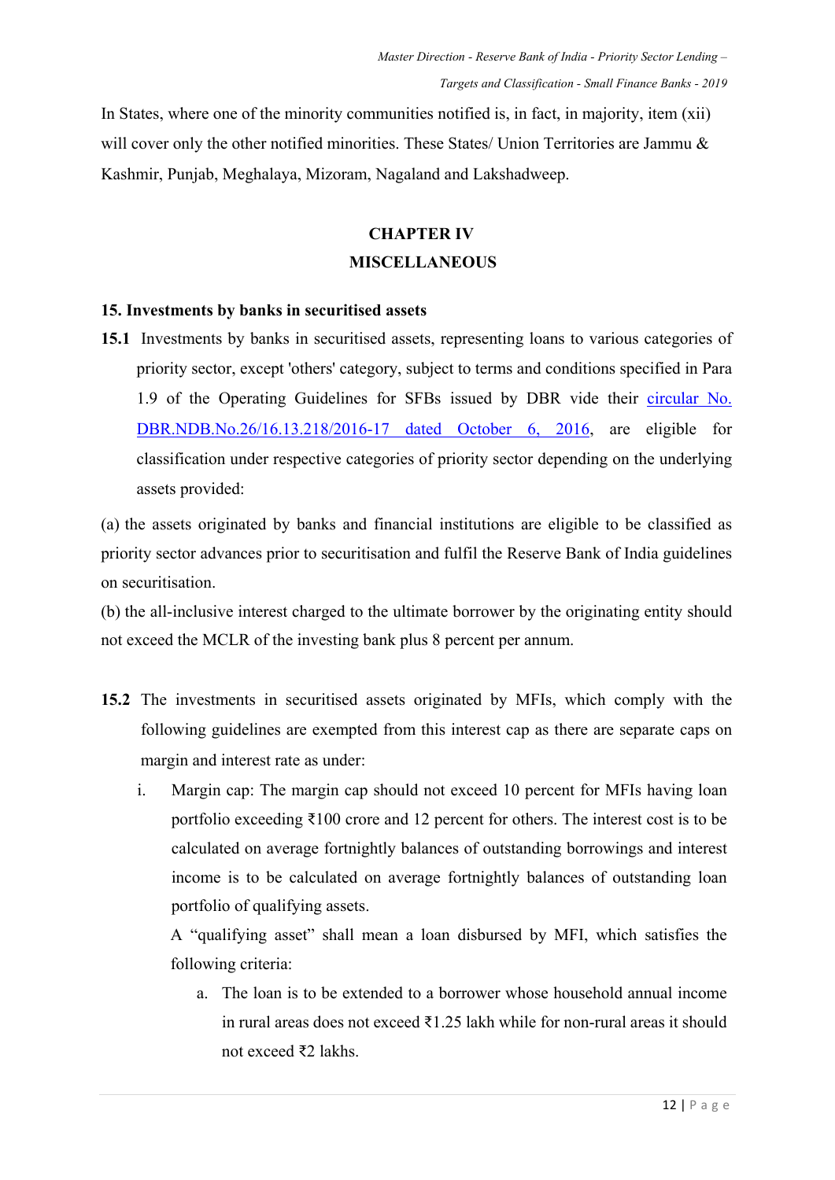In States, where one of the minority communities notified is, in fact, in majority, item (xii) will cover only the other notified minorities. These States/ Union Territories are Jammu & Kashmir, Punjab, Meghalaya, Mizoram, Nagaland and Lakshadweep.

## CHAPTER IV
## MISCELLANEOUS

### 15. Investments by banks in securitised assets

**15.1** Investments by banks in securitised assets, representing loans to various categories of priority sector, except 'others' category, subject to terms and conditions specified in Para 1.9 of the Operating Guidelines for SFBs issued by DBR vide their circular No. DBR.NDB.No.26/16.13.218/2016-17 dated October 6, 2016, are eligible for classification under respective categories of priority sector depending on the underlying assets provided:

(a) the assets originated by banks and financial institutions are eligible to be classified as priority sector advances prior to securitisation and fulfil the Reserve Bank of India guidelines on securitisation.

(b) the all-inclusive interest charged to the ultimate borrower by the originating entity should not exceed the MCLR of the investing bank plus 8 percent per annum.

**15.2** The investments in securitised assets originated by MFIs, which comply with the following guidelines are exempted from this interest cap as there are separate caps on margin and interest rate as under:

i. Margin cap: The margin cap should not exceed 10 percent for MFIs having loan portfolio exceeding ₹100 crore and 12 percent for others. The interest cost is to be calculated on average fortnightly balances of outstanding borrowings and interest income is to be calculated on average fortnightly balances of outstanding loan portfolio of qualifying assets.

   A "qualifying asset" shall mean a loan disbursed by MFI, which satisfies the following criteria:

   a. The loan is to be extended to a borrower whose household annual income in rural areas does not exceed ₹1.25 lakh while for non-rural areas it should not exceed ₹2 lakhs.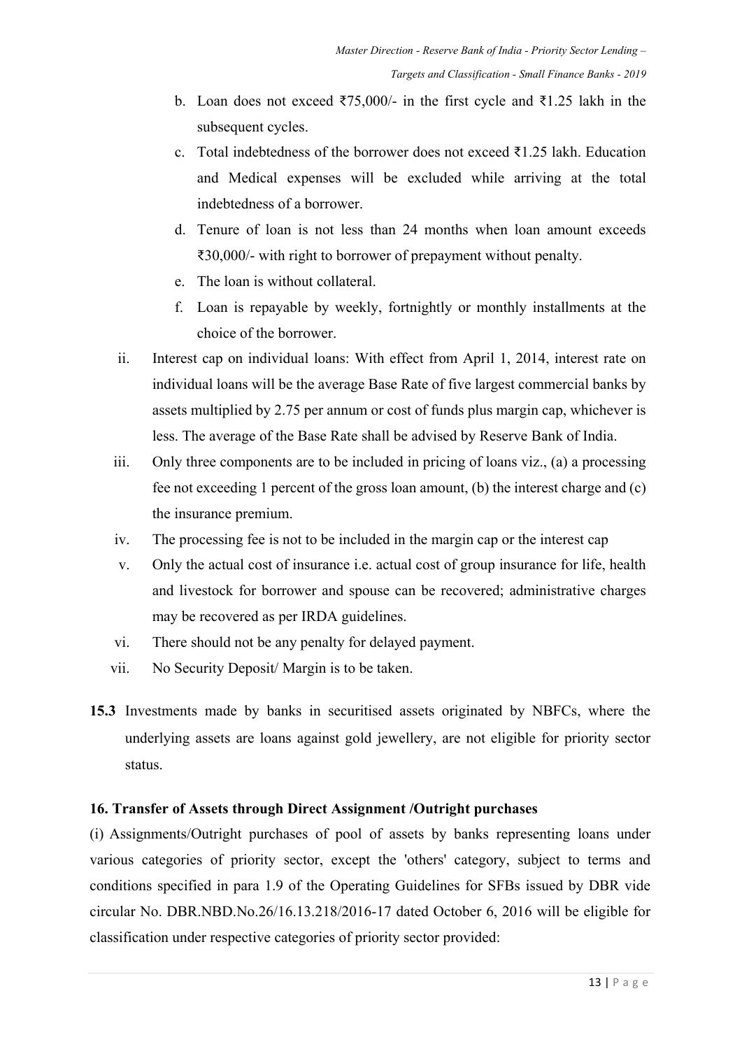b. Loan does not exceed ₹75,000/- in the first cycle and ₹1.25 lakh in the subsequent cycles.

c. Total indebtedness of the borrower does not exceed ₹1.25 lakh. Education and Medical expenses will be excluded while arriving at the total indebtedness of a borrower.

d. Tenure of loan is not less than 24 months when loan amount exceeds ₹30,000/- with right to borrower of prepayment without penalty.

e. The loan is without collateral.

f. Loan is repayable by weekly, fortnightly or monthly installments at the choice of the borrower.

ii. Interest cap on individual loans: With effect from April 1, 2014, interest rate on individual loans will be the average Base Rate of five largest commercial banks by assets multiplied by 2.75 per annum or cost of funds plus margin cap, whichever is less. The average of the Base Rate shall be advised by Reserve Bank of India.

iii. Only three components are to be included in pricing of loans viz., (a) a processing fee not exceeding 1 percent of the gross loan amount, (b) the interest charge and (c) the insurance premium.

iv. The processing fee is not to be included in the margin cap or the interest cap

v. Only the actual cost of insurance i.e. actual cost of group insurance for life, health and livestock for borrower and spouse can be recovered; administrative charges may be recovered as per IRDA guidelines.

vi. There should not be any penalty for delayed payment.

vii. No Security Deposit/ Margin is to be taken.

**15.3** Investments made by banks in securitised assets originated by NBFCs, where the underlying assets are loans against gold jewellery, are not eligible for priority sector status.

### 16. Transfer of Assets through Direct Assignment /Outright purchases

(i) Assignments/Outright purchases of pool of assets by banks representing loans under various categories of priority sector, except the 'others' category, subject to terms and conditions specified in para 1.9 of the Operating Guidelines for SFBs issued by DBR vide circular No. DBR.NBD.No.26/16.13.218/2016-17 dated October 6, 2016 will be eligible for classification under respective categories of priority sector provided: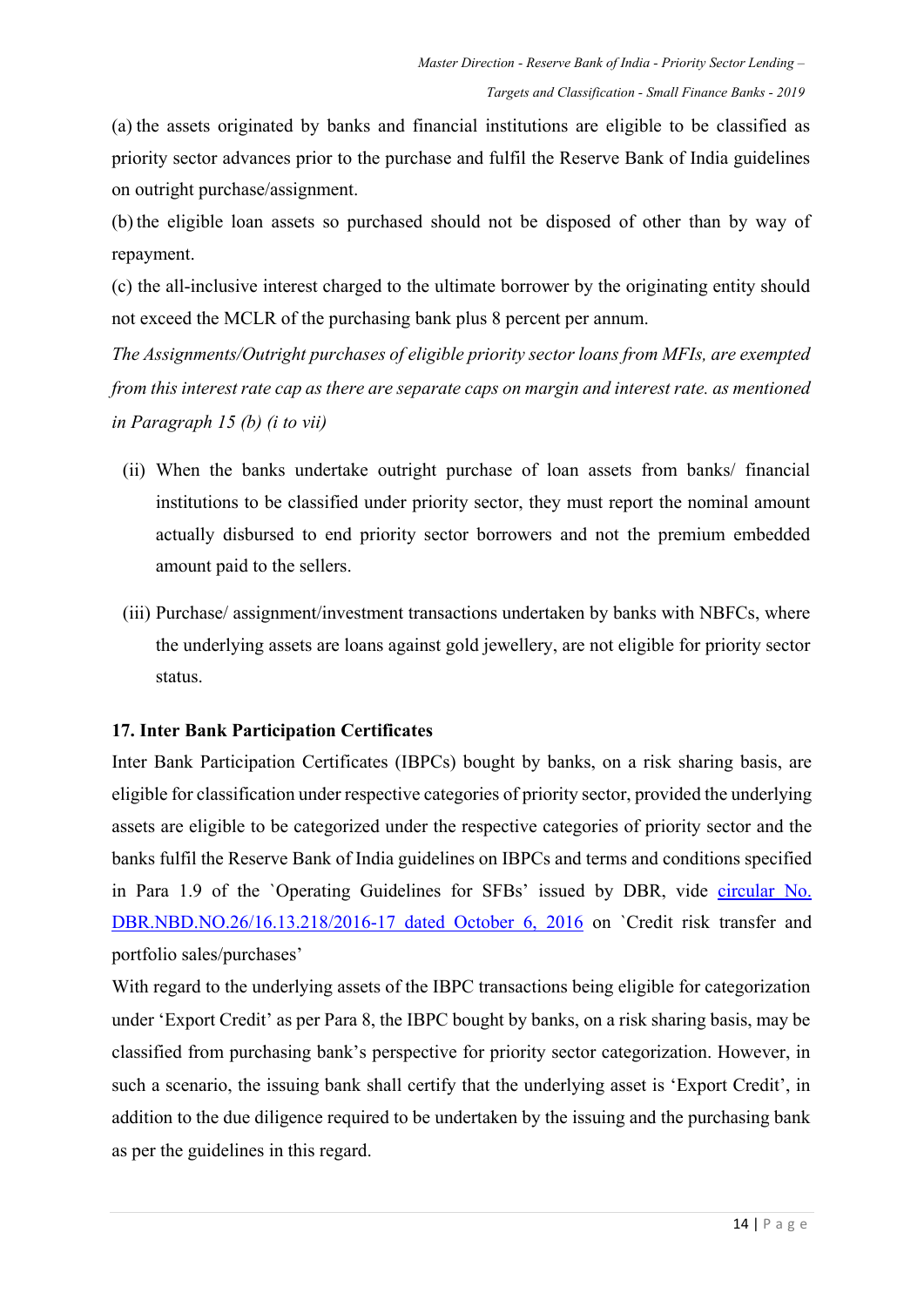(a) the assets originated by banks and financial institutions are eligible to be classified as priority sector advances prior to the purchase and fulfil the Reserve Bank of India guidelines on outright purchase/assignment.

(b) the eligible loan assets so purchased should not be disposed of other than by way of repayment.

(c) the all-inclusive interest charged to the ultimate borrower by the originating entity should not exceed the MCLR of the purchasing bank plus 8 percent per annum.

*The Assignments/Outright purchases of eligible priority sector loans from MFIs, are exempted from this interest rate cap as there are separate caps on margin and interest rate. as mentioned in Paragraph 15 (b) (i to vii)*

(ii) When the banks undertake outright purchase of loan assets from banks/ financial institutions to be classified under priority sector, they must report the nominal amount actually disbursed to end priority sector borrowers and not the premium embedded amount paid to the sellers.

(iii) Purchase/ assignment/investment transactions undertaken by banks with NBFCs, where the underlying assets are loans against gold jewellery, are not eligible for priority sector status.

### 17. Inter Bank Participation Certificates

Inter Bank Participation Certificates (IBPCs) bought by banks, on a risk sharing basis, are eligible for classification under respective categories of priority sector, provided the underlying assets are eligible to be categorized under the respective categories of priority sector and the banks fulfil the Reserve Bank of India guidelines on IBPCs and terms and conditions specified in Para 1.9 of the `Operating Guidelines for SFBs' issued by DBR, vide circular No. DBR.NBD.NO.26/16.13.218/2016-17 dated October 6, 2016 on `Credit risk transfer and portfolio sales/purchases'

With regard to the underlying assets of the IBPC transactions being eligible for categorization under 'Export Credit' as per Para 8, the IBPC bought by banks, on a risk sharing basis, may be classified from purchasing bank's perspective for priority sector categorization. However, in such a scenario, the issuing bank shall certify that the underlying asset is 'Export Credit', in addition to the due diligence required to be undertaken by the issuing and the purchasing bank as per the guidelines in this regard.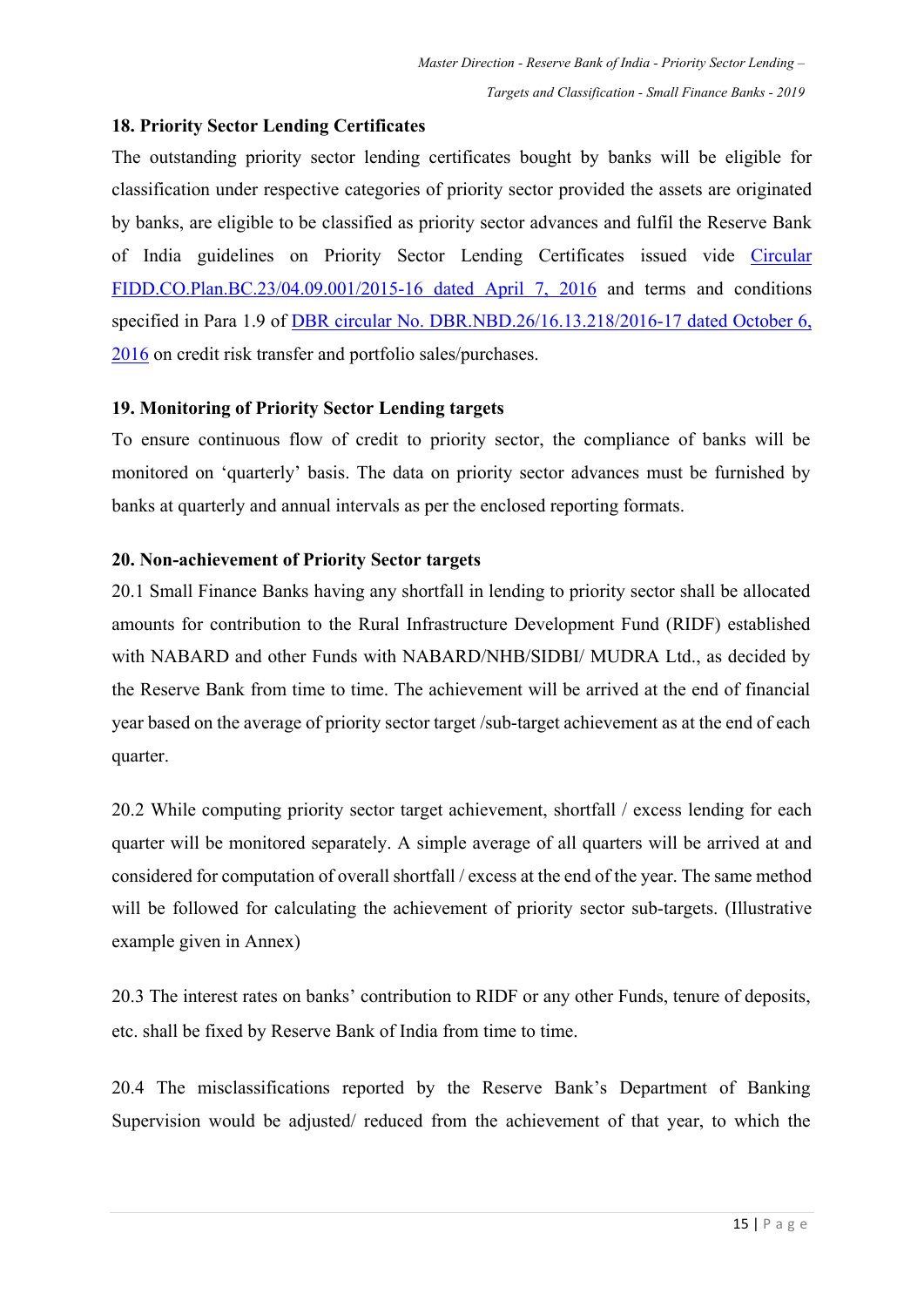### 18. Priority Sector Lending Certificates

The outstanding priority sector lending certificates bought by banks will be eligible for classification under respective categories of priority sector provided the assets are originated by banks, are eligible to be classified as priority sector advances and fulfil the Reserve Bank of India guidelines on Priority Sector Lending Certificates issued vide [Circular FIDD.CO.Plan.BC.23/04.09.001/2015-16 dated April 7, 2016]() and terms and conditions specified in Para 1.9 of [DBR circular No. DBR.NBD.26/16.13.218/2016-17 dated October 6, 2016]() on credit risk transfer and portfolio sales/purchases.

### 19. Monitoring of Priority Sector Lending targets

To ensure continuous flow of credit to priority sector, the compliance of banks will be monitored on 'quarterly' basis. The data on priority sector advances must be furnished by banks at quarterly and annual intervals as per the enclosed reporting formats.

### 20. Non-achievement of Priority Sector targets

20.1 Small Finance Banks having any shortfall in lending to priority sector shall be allocated amounts for contribution to the Rural Infrastructure Development Fund (RIDF) established with NABARD and other Funds with NABARD/NHB/SIDBI/ MUDRA Ltd., as decided by the Reserve Bank from time to time. The achievement will be arrived at the end of financial year based on the average of priority sector target /sub-target achievement as at the end of each quarter.

20.2 While computing priority sector target achievement, shortfall / excess lending for each quarter will be monitored separately. A simple average of all quarters will be arrived at and considered for computation of overall shortfall / excess at the end of the year. The same method will be followed for calculating the achievement of priority sector sub-targets. (Illustrative example given in Annex)

20.3 The interest rates on banks' contribution to RIDF or any other Funds, tenure of deposits, etc. shall be fixed by Reserve Bank of India from time to time.

20.4 The misclassifications reported by the Reserve Bank's Department of Banking Supervision would be adjusted/ reduced from the achievement of that year, to which the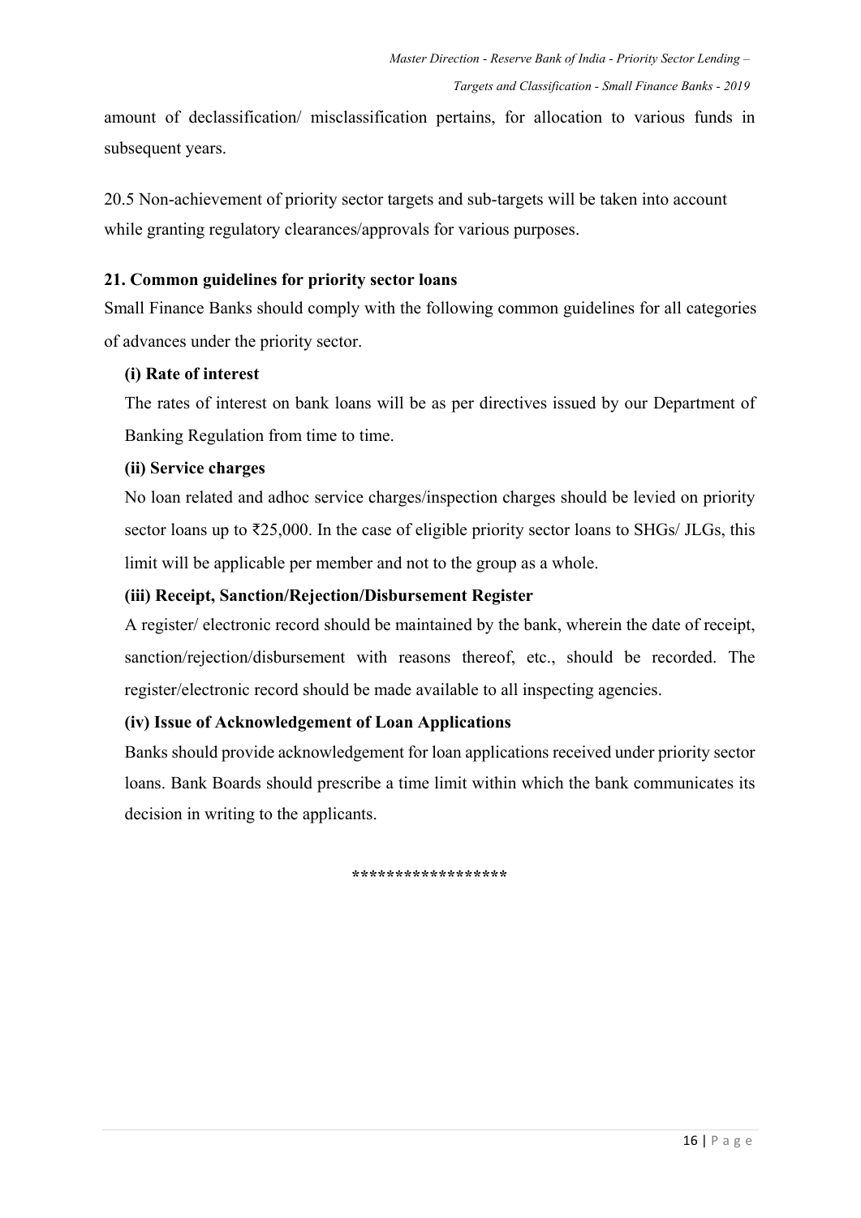amount of declassification/ misclassification pertains, for allocation to various funds in subsequent years.

20.5 Non-achievement of priority sector targets and sub-targets will be taken into account while granting regulatory clearances/approvals for various purposes.

**21. Common guidelines for priority sector loans**

Small Finance Banks should comply with the following common guidelines for all categories of advances under the priority sector.

**(i) Rate of interest**

The rates of interest on bank loans will be as per directives issued by our Department of Banking Regulation from time to time.

**(ii) Service charges**

No loan related and adhoc service charges/inspection charges should be levied on priority sector loans up to ₹25,000. In the case of eligible priority sector loans to SHGs/ JLGs, this limit will be applicable per member and not to the group as a whole.

**(iii) Receipt, Sanction/Rejection/Disbursement Register**

A register/ electronic record should be maintained by the bank, wherein the date of receipt, sanction/rejection/disbursement with reasons thereof, etc., should be recorded. The register/electronic record should be made available to all inspecting agencies.

**(iv) Issue of Acknowledgement of Loan Applications**

Banks should provide acknowledgement for loan applications received under priority sector loans. Bank Boards should prescribe a time limit within which the bank communicates its decision in writing to the applicants.

*****************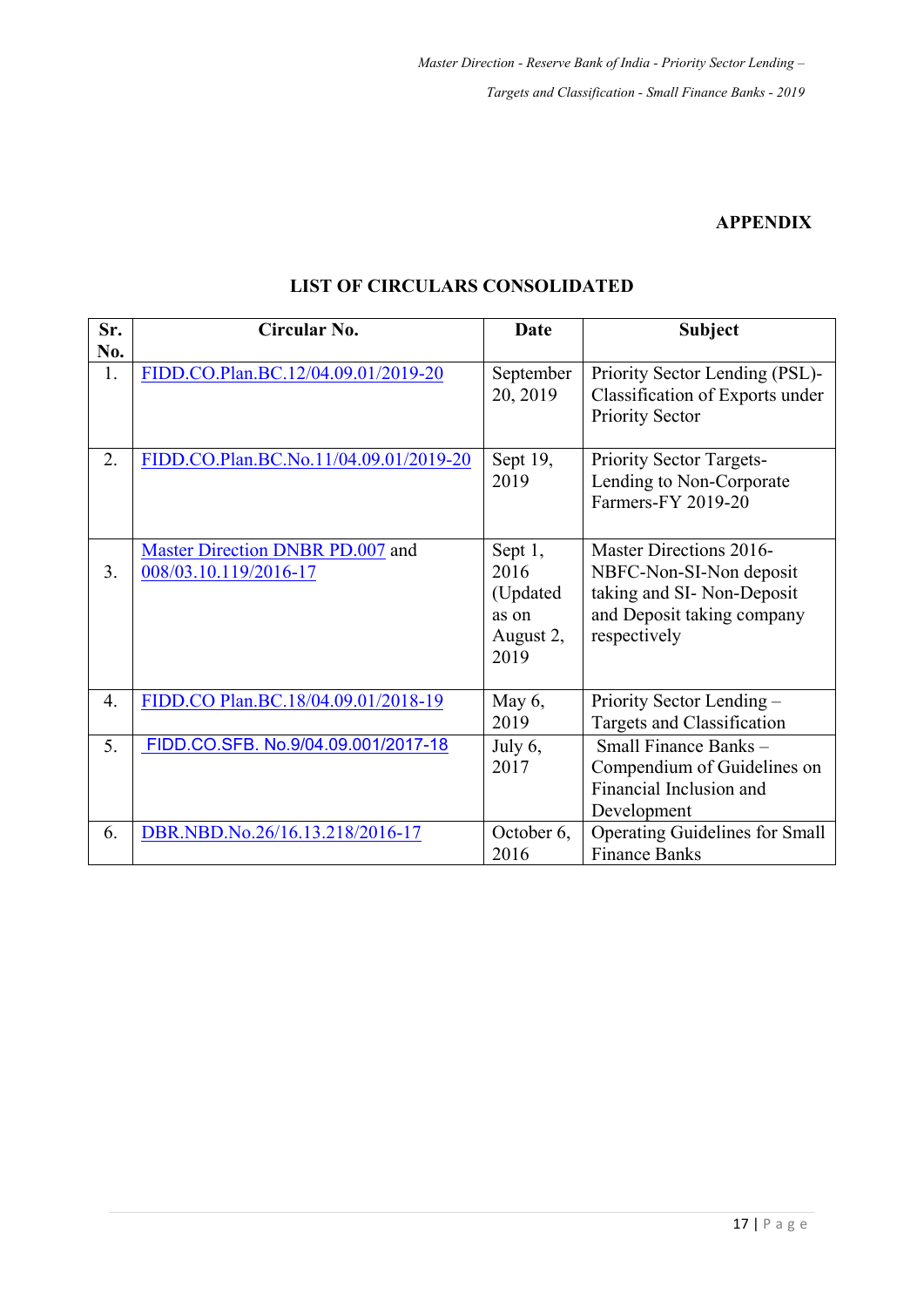**APPENDIX**

**LIST OF CIRCULARS CONSOLIDATED**

| Sr. No. | Circular No. | Date | Subject |
|---|---|---|---|
| 1. | FIDD.CO.Plan.BC.12/04.09.01/2019-20 | September 20, 2019 | Priority Sector Lending (PSL)-Classification of Exports under Priority Sector |
| 2. | FIDD.CO.Plan.BC.No.11/04.09.01/2019-20 | Sept 19, 2019 | Priority Sector Targets-Lending to Non-Corporate Farmers-FY 2019-20 |
| 3. | Master Direction DNBR PD.007 and 008/03.10.119/2016-17 | Sept 1, 2016 (Updated as on August 2, 2019 | Master Directions 2016-NBFC-Non-SI-Non deposit taking and SI- Non-Deposit and Deposit taking company respectively |
| 4. | FIDD.CO Plan.BC.18/04.09.01/2018-19 | May 6, 2019 | Priority Sector Lending – Targets and Classification |
| 5. | FIDD.CO.SFB. No.9/04.09.001/2017-18 | July 6, 2017 | Small Finance Banks – Compendium of Guidelines on Financial Inclusion and Development |
| 6. | DBR.NBD.No.26/16.13.218/2016-17 | October 6, 2016 | Operating Guidelines for Small Finance Banks |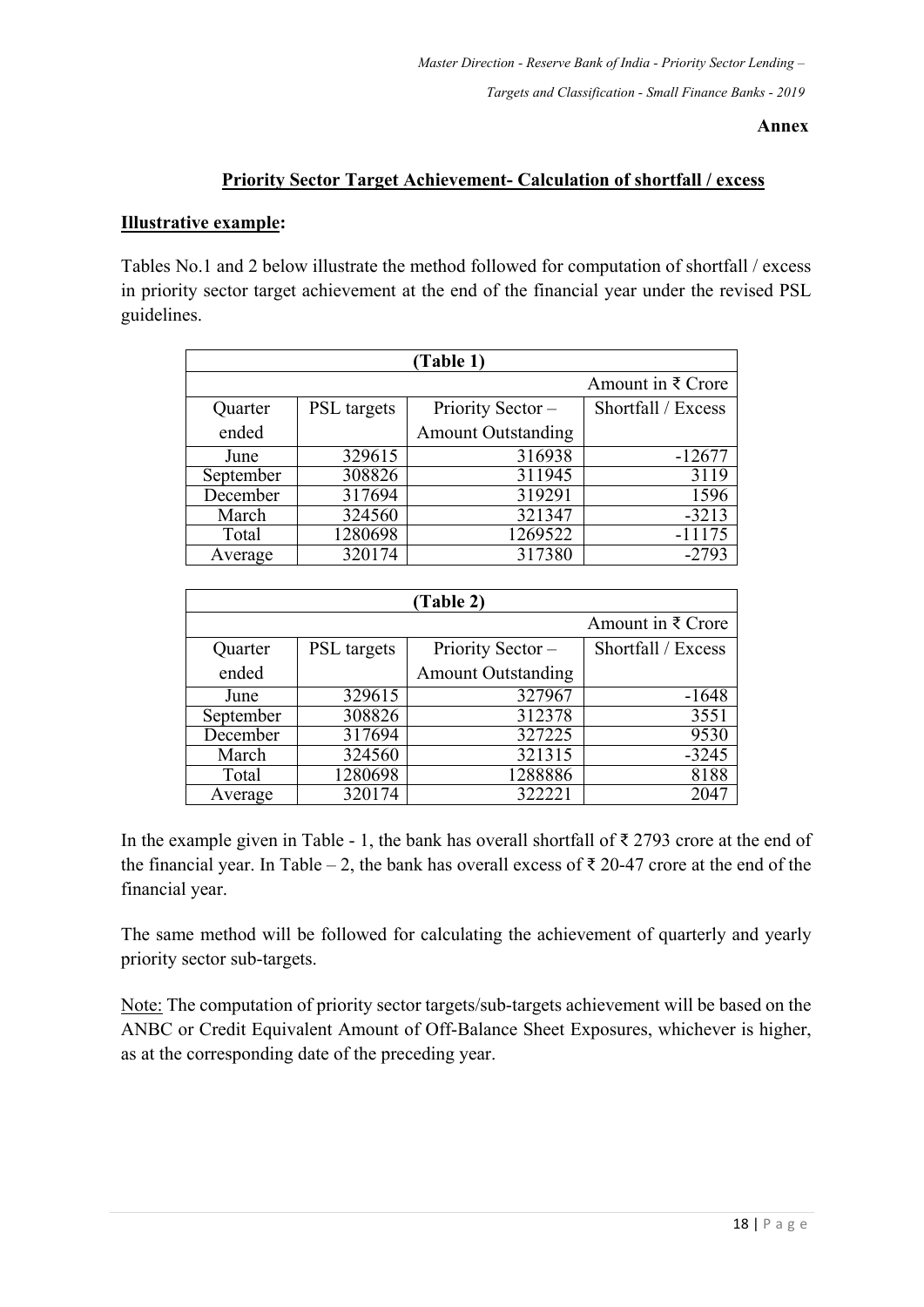**Annex**

## Priority Sector Target Achievement- Calculation of shortfall / excess

**Illustrative example:**

Tables No.1 and 2 below illustrate the method followed for computation of shortfall / excess in priority sector target achievement at the end of the financial year under the revised PSL guidelines.

**(Table 1)**

Amount in ₹ Crore

| Quarter ended | PSL targets | Priority Sector – Amount Outstanding | Shortfall / Excess |
|---|---|---|---|
| June | 329615 | 316938 | -12677 |
| September | 308826 | 311945 | 3119 |
| December | 317694 | 319291 | 1596 |
| March | 324560 | 321347 | -3213 |
| Total | 1280698 | 1269522 | -11175 |
| Average | 320174 | 317380 | -2793 |

**(Table 2)**

Amount in ₹ Crore

| Quarter ended | PSL targets | Priority Sector – Amount Outstanding | Shortfall / Excess |
|---|---|---|---|
| June | 329615 | 327967 | -1648 |
| September | 308826 | 312378 | 3551 |
| December | 317694 | 327225 | 9530 |
| March | 324560 | 321315 | -3245 |
| Total | 1280698 | 1288886 | 8188 |
| Average | 320174 | 322221 | 2047 |

In the example given in Table - 1, the bank has overall shortfall of ₹ 2793 crore at the end of the financial year. In Table – 2, the bank has overall excess of ₹ 20-47 crore at the end of the financial year.

The same method will be followed for calculating the achievement of quarterly and yearly priority sector sub-targets.

Note: The computation of priority sector targets/sub-targets achievement will be based on the ANBC or Credit Equivalent Amount of Off-Balance Sheet Exposures, whichever is higher, as at the corresponding date of the preceding year.